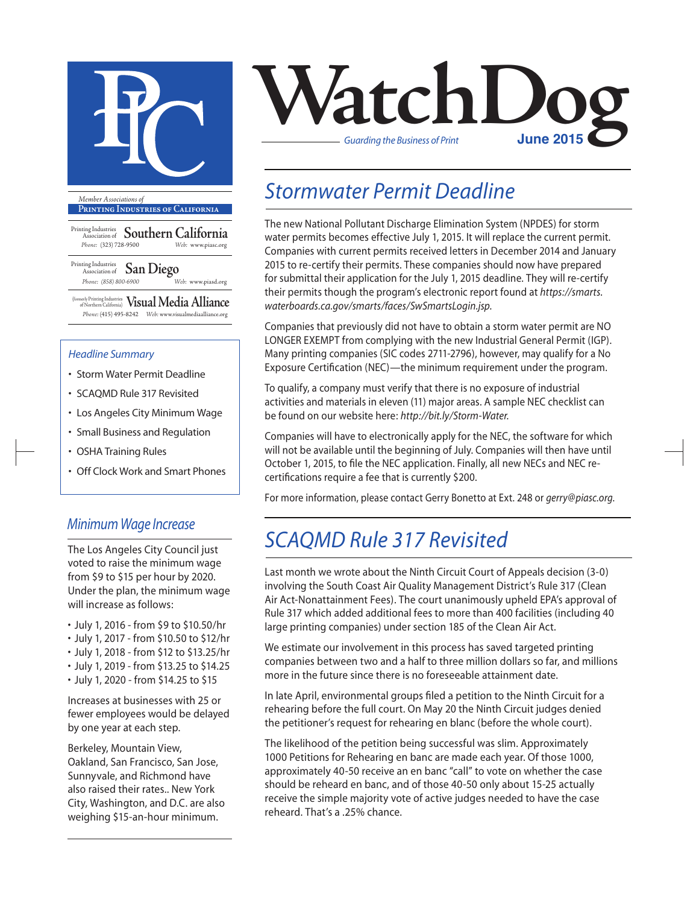# WatchDog

*Guarding the Business of Print*

**June 2015**

*Member Associations of*
**Printing Industries of California**

Printing Industries Association of **Southern California**
Phone: (323) 728-9500 Web: www.piasc.org

Printing Industries Association of **San Diego**
Phone: (858) 800-6900 Web: www.piasd.org

(formerly Printing Industries of Northern California) **Visual Media Alliance**
Phone: (415) 495-8242 Web: www.visualmediaalliance.org

### *Headline Summary*

- Storm Water Permit Deadline
- SCAQMD Rule 317 Revisited
- Los Angeles City Minimum Wage
- Small Business and Regulation
- OSHA Training Rules
- Off Clock Work and Smart Phones

## *Stormwater Permit Deadline*

The new National Pollutant Discharge Elimination System (NPDES) for storm water permits becomes effective July 1, 2015. It will replace the current permit. Companies with current permits received letters in December 2014 and January 2015 to re-certify their permits. These companies should now have prepared for submittal their application for the July 1, 2015 deadline. They will re-certify their permits though the program's electronic report found at *https://smarts.waterboards.ca.gov/smarts/faces/SwSmartsLogin.jsp.*

Companies that previously did not have to obtain a storm water permit are NO LONGER EXEMPT from complying with the new Industrial General Permit (IGP). Many printing companies (SIC codes 2711-2796), however, may qualify for a No Exposure Certification (NEC)—the minimum requirement under the program.

To qualify, a company must verify that there is no exposure of industrial activities and materials in eleven (11) major areas. A sample NEC checklist can be found on our website here: *http://bit.ly/Storm-Water.*

Companies will have to electronically apply for the NEC, the software for which will not be available until the beginning of July. Companies will then have until October 1, 2015, to file the NEC application. Finally, all new NECs and NEC re-certifications require a fee that is currently $200.

For more information, please contact Gerry Bonetto at Ext. 248 or *gerry@piasc.org*.

## *SCAQMD Rule 317 Revisited*

Last month we wrote about the Ninth Circuit Court of Appeals decision (3-0) involving the South Coast Air Quality Management District's Rule 317 (Clean Air Act-Nonattainment Fees). The court unanimously upheld EPA's approval of Rule 317 which added additional fees to more than 400 facilities (including 40 large printing companies) under section 185 of the Clean Air Act.

We estimate our involvement in this process has saved targeted printing companies between two and a half to three million dollars so far, and millions more in the future since there is no foreseeable attainment date.

In late April, environmental groups filed a petition to the Ninth Circuit for a rehearing before the full court. On May 20 the Ninth Circuit judges denied the petitioner's request for rehearing en blanc (before the whole court).

The likelihood of the petition being successful was slim. Approximately 1000 Petitions for Rehearing en banc are made each year. Of those 1000, approximately 40-50 receive an en banc "call" to vote on whether the case should be reheard en banc, and of those 40-50 only about 15-25 actually receive the simple majority vote of active judges needed to have the case reheard. That's a .25% chance.

## *Minimum Wage Increase*

The Los Angeles City Council just voted to raise the minimum wage from $9 to $15 per hour by 2020. Under the plan, the minimum wage will increase as follows:

- July 1, 2016 - from $9 to $10.50/hr
- July 1, 2017 - from $10.50 to $12/hr
- July 1, 2018 - from $12 to $13.25/hr
- July 1, 2019 - from $13.25 to $14.25
- July 1, 2020 - from $14.25 to $15

Increases at businesses with 25 or fewer employees would be delayed by one year at each step.

Berkeley, Mountain View, Oakland, San Francisco, San Jose, Sunnyvale, and Richmond have also raised their rates.. New York City, Washington, and D.C. are also weighing $15-an-hour minimum.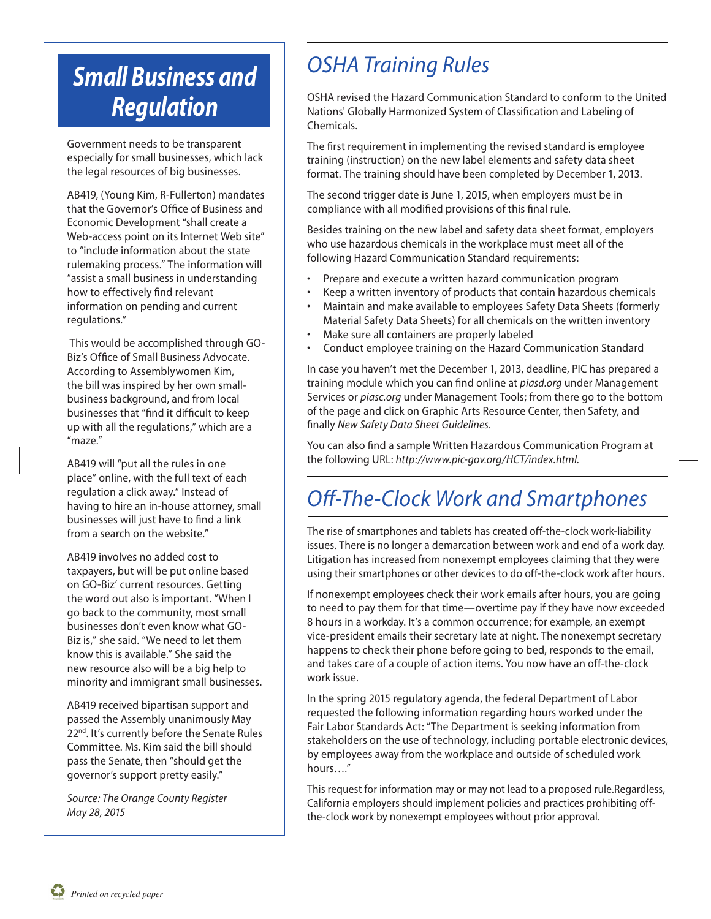# Small Business and Regulation

Government needs to be transparent especially for small businesses, which lack the legal resources of big businesses.

AB419, (Young Kim, R-Fullerton) mandates that the Governor's Office of Business and Economic Development "shall create a Web-access point on its Internet Web site" to "include information about the state rulemaking process." The information will "assist a small business in understanding how to effectively find relevant information on pending and current regulations."

This would be accomplished through GO-Biz's Office of Small Business Advocate. According to Assemblywomen Kim, the bill was inspired by her own small-business background, and from local businesses that "find it difficult to keep up with all the regulations," which are a "maze."

AB419 will "put all the rules in one place" online, with the full text of each regulation a click away." Instead of having to hire an in-house attorney, small businesses will just have to find a link from a search on the website."

AB419 involves no added cost to taxpayers, but will be put online based on GO-Biz' current resources. Getting the word out also is important. "When I go back to the community, most small businesses don't even know what GO-Biz is," she said. "We need to let them know this is available." She said the new resource also will be a big help to minority and immigrant small businesses.

AB419 received bipartisan support and passed the Assembly unanimously May 22nd. It's currently before the Senate Rules Committee. Ms. Kim said the bill should pass the Senate, then "should get the governor's support pretty easily."

*Source: The Orange County Register May 28, 2015*

# OSHA Training Rules

OSHA revised the Hazard Communication Standard to conform to the United Nations' Globally Harmonized System of Classification and Labeling of Chemicals.

The first requirement in implementing the revised standard is employee training (instruction) on the new label elements and safety data sheet format. The training should have been completed by December 1, 2013.

The second trigger date is June 1, 2015, when employers must be in compliance with all modified provisions of this final rule.

Besides training on the new label and safety data sheet format, employers who use hazardous chemicals in the workplace must meet all of the following Hazard Communication Standard requirements:

- Prepare and execute a written hazard communication program
- Keep a written inventory of products that contain hazardous chemicals
- Maintain and make available to employees Safety Data Sheets (formerly Material Safety Data Sheets) for all chemicals on the written inventory
- Make sure all containers are properly labeled
- Conduct employee training on the Hazard Communication Standard

In case you haven't met the December 1, 2013, deadline, PIC has prepared a training module which you can find online at *piasd.org* under Management Services or *piasc.org* under Management Tools; from there go to the bottom of the page and click on Graphic Arts Resource Center, then Safety, and finally *New Safety Data Sheet Guidelines*.

You can also find a sample Written Hazardous Communication Program at the following URL: *http://www.pic-gov.org/HCT/index.html*.

# Off-The-Clock Work and Smartphones

The rise of smartphones and tablets has created off-the-clock work-liability issues. There is no longer a demarcation between work and end of a work day. Litigation has increased from nonexempt employees claiming that they were using their smartphones or other devices to do off-the-clock work after hours.

If nonexempt employees check their work emails after hours, you are going to need to pay them for that time—overtime pay if they have now exceeded 8 hours in a workday. It's a common occurrence; for example, an exempt vice-president emails their secretary late at night. The nonexempt secretary happens to check their phone before going to bed, responds to the email, and takes care of a couple of action items. You now have an off-the-clock work issue.

In the spring 2015 regulatory agenda, the federal Department of Labor requested the following information regarding hours worked under the Fair Labor Standards Act: "The Department is seeking information from stakeholders on the use of technology, including portable electronic devices, by employees away from the workplace and outside of scheduled work hours…."

This request for information may or may not lead to a proposed rule.Regardless, California employers should implement policies and practices prohibiting off-the-clock work by nonexempt employees without prior approval.

*Printed on recycled paper*